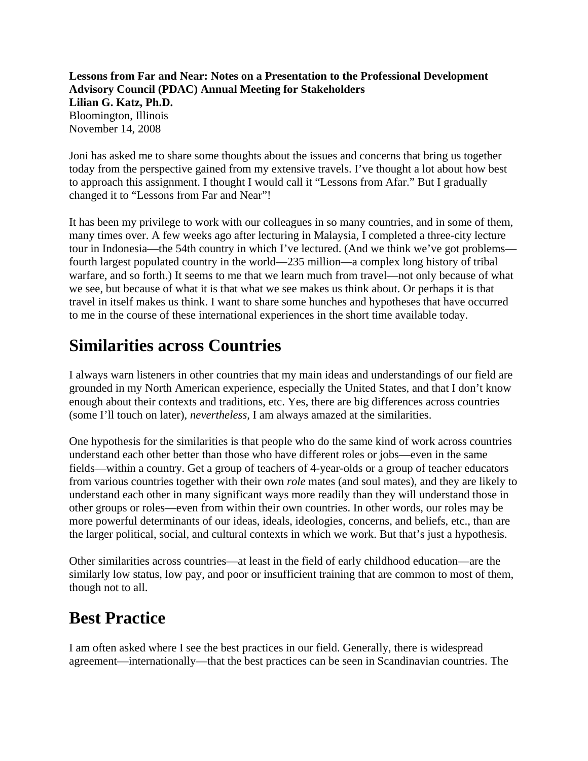**Lessons from Far and Near: Notes on a Presentation to the Professional Development Advisory Council (PDAC) Annual Meeting for Stakeholders**
**Lilian G. Katz, Ph.D.**
Bloomington, Illinois
November 14, 2008

Joni has asked me to share some thoughts about the issues and concerns that bring us together today from the perspective gained from my extensive travels. I've thought a lot about how best to approach this assignment. I thought I would call it "Lessons from Afar." But I gradually changed it to "Lessons from Far and Near"!

It has been my privilege to work with our colleagues in so many countries, and in some of them, many times over. A few weeks ago after lecturing in Malaysia, I completed a three-city lecture tour in Indonesia—the 54th country in which I've lectured. (And we think we've got problems—fourth largest populated country in the world—235 million—a complex long history of tribal warfare, and so forth.) It seems to me that we learn much from travel—not only because of what we see, but because of what it is that what we see makes us think about. Or perhaps it is that travel in itself makes us think. I want to share some hunches and hypotheses that have occurred to me in the course of these international experiences in the short time available today.

# Similarities across Countries

I always warn listeners in other countries that my main ideas and understandings of our field are grounded in my North American experience, especially the United States, and that I don't know enough about their contexts and traditions, etc. Yes, there are big differences across countries (some I'll touch on later), *nevertheless*, I am always amazed at the similarities.

One hypothesis for the similarities is that people who do the same kind of work across countries understand each other better than those who have different roles or jobs—even in the same fields—within a country. Get a group of teachers of 4-year-olds or a group of teacher educators from various countries together with their own *role* mates (and soul mates), and they are likely to understand each other in many significant ways more readily than they will understand those in other groups or roles—even from within their own countries. In other words, our roles may be more powerful determinants of our ideas, ideals, ideologies, concerns, and beliefs, etc., than are the larger political, social, and cultural contexts in which we work. But that's just a hypothesis.

Other similarities across countries—at least in the field of early childhood education—are the similarly low status, low pay, and poor or insufficient training that are common to most of them, though not to all.

# Best Practice

I am often asked where I see the best practices in our field. Generally, there is widespread agreement—internationally—that the best practices can be seen in Scandinavian countries. The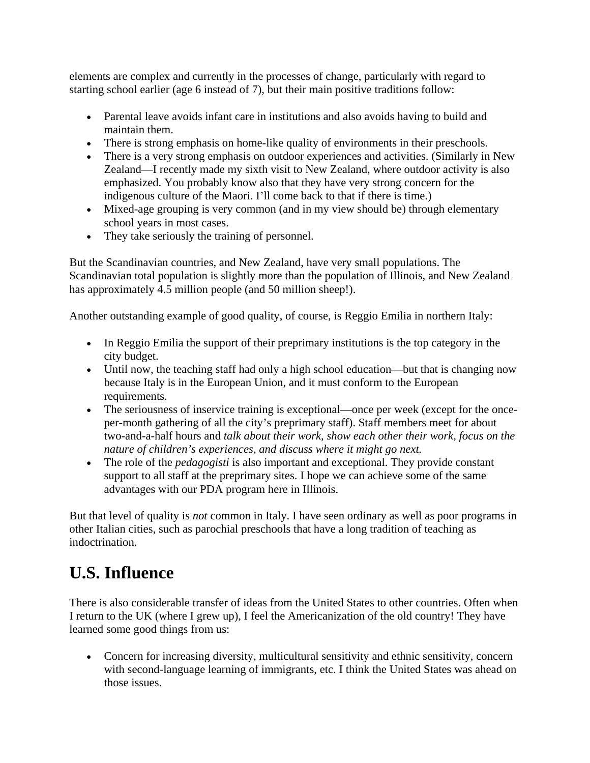elements are complex and currently in the processes of change, particularly with regard to starting school earlier (age 6 instead of 7), but their main positive traditions follow:

- Parental leave avoids infant care in institutions and also avoids having to build and maintain them.
- There is strong emphasis on home-like quality of environments in their preschools.
- There is a very strong emphasis on outdoor experiences and activities. (Similarly in New Zealand—I recently made my sixth visit to New Zealand, where outdoor activity is also emphasized. You probably know also that they have very strong concern for the indigenous culture of the Maori. I'll come back to that if there is time.)
- Mixed-age grouping is very common (and in my view should be) through elementary school years in most cases.
- They take seriously the training of personnel.

But the Scandinavian countries, and New Zealand, have very small populations. The Scandinavian total population is slightly more than the population of Illinois, and New Zealand has approximately 4.5 million people (and 50 million sheep!).

Another outstanding example of good quality, of course, is Reggio Emilia in northern Italy:

- In Reggio Emilia the support of their preprimary institutions is the top category in the city budget.
- Until now, the teaching staff had only a high school education—but that is changing now because Italy is in the European Union, and it must conform to the European requirements.
- The seriousness of inservice training is exceptional—once per week (except for the once-per-month gathering of all the city's preprimary staff). Staff members meet for about two-and-a-half hours and *talk about their work, show each other their work, focus on the nature of children's experiences, and discuss where it might go next.*
- The role of the *pedagogisti* is also important and exceptional. They provide constant support to all staff at the preprimary sites. I hope we can achieve some of the same advantages with our PDA program here in Illinois.

But that level of quality is *not* common in Italy. I have seen ordinary as well as poor programs in other Italian cities, such as parochial preschools that have a long tradition of teaching as indoctrination.

## U.S. Influence

There is also considerable transfer of ideas from the United States to other countries. Often when I return to the UK (where I grew up), I feel the Americanization of the old country! They have learned some good things from us:

- Concern for increasing diversity, multicultural sensitivity and ethnic sensitivity, concern with second-language learning of immigrants, etc. I think the United States was ahead on those issues.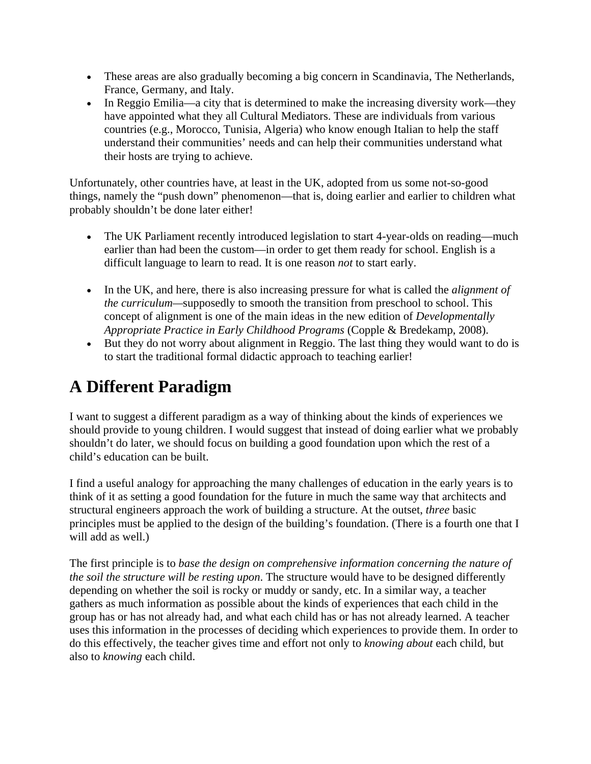- These areas are also gradually becoming a big concern in Scandinavia, The Netherlands, France, Germany, and Italy.
- In Reggio Emilia—a city that is determined to make the increasing diversity work—they have appointed what they all Cultural Mediators. These are individuals from various countries (e.g., Morocco, Tunisia, Algeria) who know enough Italian to help the staff understand their communities' needs and can help their communities understand what their hosts are trying to achieve.

Unfortunately, other countries have, at least in the UK, adopted from us some not-so-good things, namely the "push down" phenomenon—that is, doing earlier and earlier to children what probably shouldn't be done later either!

- The UK Parliament recently introduced legislation to start 4-year-olds on reading—much earlier than had been the custom—in order to get them ready for school. English is a difficult language to learn to read. It is one reason *not* to start early.

- In the UK, and here, there is also increasing pressure for what is called the *alignment of the curriculum*—supposedly to smooth the transition from preschool to school. This concept of alignment is one of the main ideas in the new edition of *Developmentally Appropriate Practice in Early Childhood Programs* (Copple & Bredekamp, 2008).
- But they do not worry about alignment in Reggio. The last thing they would want to do is to start the traditional formal didactic approach to teaching earlier!

## A Different Paradigm

I want to suggest a different paradigm as a way of thinking about the kinds of experiences we should provide to young children. I would suggest that instead of doing earlier what we probably shouldn't do later, we should focus on building a good foundation upon which the rest of a child's education can be built.

I find a useful analogy for approaching the many challenges of education in the early years is to think of it as setting a good foundation for the future in much the same way that architects and structural engineers approach the work of building a structure. At the outset, *three* basic principles must be applied to the design of the building's foundation. (There is a fourth one that I will add as well.)

The first principle is to *base the design on comprehensive information concerning the nature of the soil the structure will be resting upon*. The structure would have to be designed differently depending on whether the soil is rocky or muddy or sandy, etc. In a similar way, a teacher gathers as much information as possible about the kinds of experiences that each child in the group has or has not already had, and what each child has or has not already learned. A teacher uses this information in the processes of deciding which experiences to provide them. In order to do this effectively, the teacher gives time and effort not only to *knowing about* each child, but also to *knowing* each child.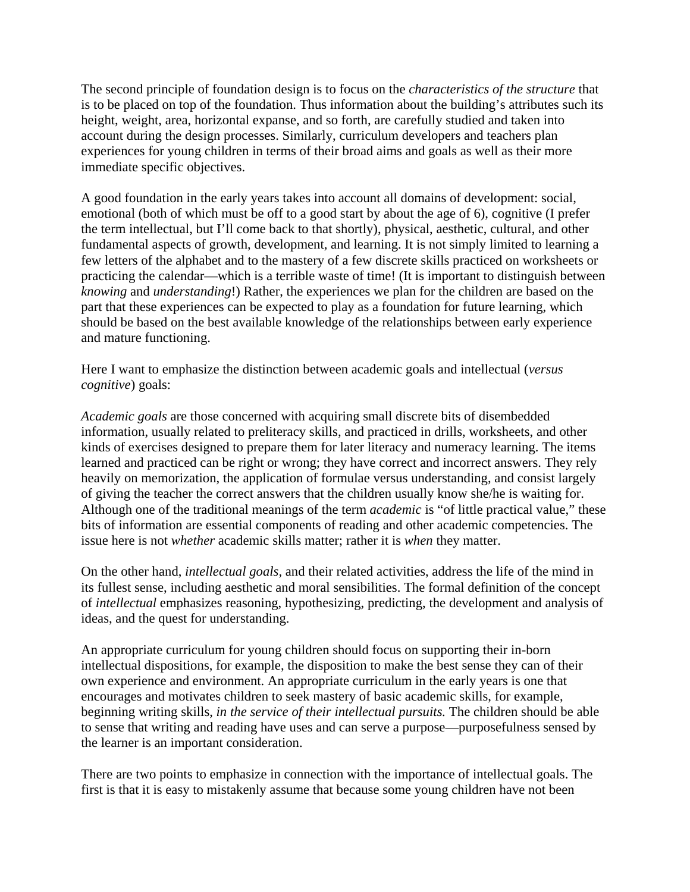The second principle of foundation design is to focus on the *characteristics of the structure* that is to be placed on top of the foundation. Thus information about the building's attributes such its height, weight, area, horizontal expanse, and so forth, are carefully studied and taken into account during the design processes. Similarly, curriculum developers and teachers plan experiences for young children in terms of their broad aims and goals as well as their more immediate specific objectives.

A good foundation in the early years takes into account all domains of development: social, emotional (both of which must be off to a good start by about the age of 6), cognitive (I prefer the term intellectual, but I'll come back to that shortly), physical, aesthetic, cultural, and other fundamental aspects of growth, development, and learning. It is not simply limited to learning a few letters of the alphabet and to the mastery of a few discrete skills practiced on worksheets or practicing the calendar—which is a terrible waste of time! (It is important to distinguish between *knowing* and *understanding*!) Rather, the experiences we plan for the children are based on the part that these experiences can be expected to play as a foundation for future learning, which should be based on the best available knowledge of the relationships between early experience and mature functioning.

Here I want to emphasize the distinction between academic goals and intellectual (*versus cognitive*) goals:

*Academic goals* are those concerned with acquiring small discrete bits of disembedded information, usually related to preliteracy skills, and practiced in drills, worksheets, and other kinds of exercises designed to prepare them for later literacy and numeracy learning. The items learned and practiced can be right or wrong; they have correct and incorrect answers. They rely heavily on memorization, the application of formulae versus understanding, and consist largely of giving the teacher the correct answers that the children usually know she/he is waiting for. Although one of the traditional meanings of the term *academic* is "of little practical value," these bits of information are essential components of reading and other academic competencies. The issue here is not *whether* academic skills matter; rather it is *when* they matter.

On the other hand, *intellectual goals,* and their related activities, address the life of the mind in its fullest sense, including aesthetic and moral sensibilities. The formal definition of the concept of *intellectual* emphasizes reasoning, hypothesizing, predicting, the development and analysis of ideas, and the quest for understanding.

An appropriate curriculum for young children should focus on supporting their in-born intellectual dispositions, for example, the disposition to make the best sense they can of their own experience and environment. An appropriate curriculum in the early years is one that encourages and motivates children to seek mastery of basic academic skills, for example, beginning writing skills, *in the service of their intellectual pursuits.* The children should be able to sense that writing and reading have uses and can serve a purpose—purposefulness sensed by the learner is an important consideration.

There are two points to emphasize in connection with the importance of intellectual goals. The first is that it is easy to mistakenly assume that because some young children have not been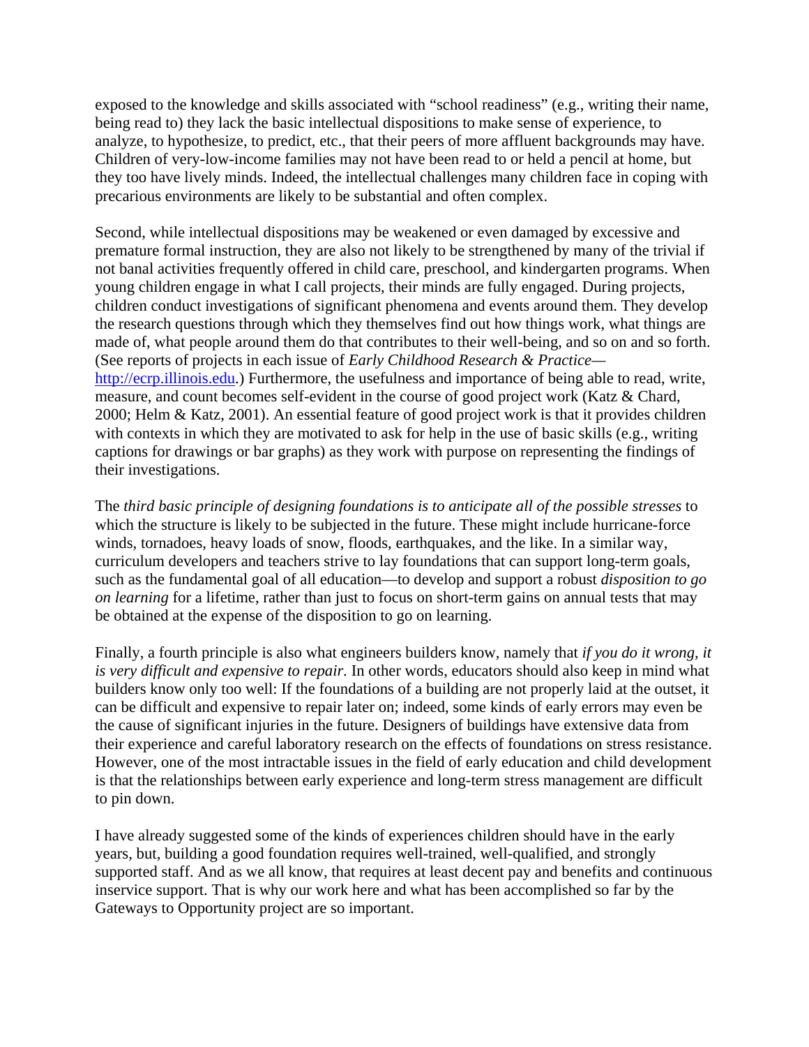exposed to the knowledge and skills associated with "school readiness" (e.g., writing their name, being read to) they lack the basic intellectual dispositions to make sense of experience, to analyze, to hypothesize, to predict, etc., that their peers of more affluent backgrounds may have. Children of very-low-income families may not have been read to or held a pencil at home, but they too have lively minds. Indeed, the intellectual challenges many children face in coping with precarious environments are likely to be substantial and often complex.

Second, while intellectual dispositions may be weakened or even damaged by excessive and premature formal instruction, they are also not likely to be strengthened by many of the trivial if not banal activities frequently offered in child care, preschool, and kindergarten programs. When young children engage in what I call projects, their minds are fully engaged. During projects, children conduct investigations of significant phenomena and events around them. They develop the research questions through which they themselves find out how things work, what things are made of, what people around them do that contributes to their well-being, and so on and so forth. (See reports of projects in each issue of *Early Childhood Research & Practice*—[http://ecrp.illinois.edu](http://ecrp.illinois.edu).) Furthermore, the usefulness and importance of being able to read, write, measure, and count becomes self-evident in the course of good project work (Katz & Chard, 2000; Helm & Katz, 2001). An essential feature of good project work is that it provides children with contexts in which they are motivated to ask for help in the use of basic skills (e.g., writing captions for drawings or bar graphs) as they work with purpose on representing the findings of their investigations.

The *third basic principle of designing foundations is to anticipate all of the possible stresses* to which the structure is likely to be subjected in the future. These might include hurricane-force winds, tornadoes, heavy loads of snow, floods, earthquakes, and the like. In a similar way, curriculum developers and teachers strive to lay foundations that can support long-term goals, such as the fundamental goal of all education—to develop and support a robust *disposition to go on learning* for a lifetime, rather than just to focus on short-term gains on annual tests that may be obtained at the expense of the disposition to go on learning.

Finally, a fourth principle is also what engineers builders know, namely that *if you do it wrong, it is very difficult and expensive to repair.* In other words, educators should also keep in mind what builders know only too well: If the foundations of a building are not properly laid at the outset, it can be difficult and expensive to repair later on; indeed, some kinds of early errors may even be the cause of significant injuries in the future. Designers of buildings have extensive data from their experience and careful laboratory research on the effects of foundations on stress resistance. However, one of the most intractable issues in the field of early education and child development is that the relationships between early experience and long-term stress management are difficult to pin down.

I have already suggested some of the kinds of experiences children should have in the early years, but, building a good foundation requires well-trained, well-qualified, and strongly supported staff. And as we all know, that requires at least decent pay and benefits and continuous inservice support. That is why our work here and what has been accomplished so far by the Gateways to Opportunity project are so important.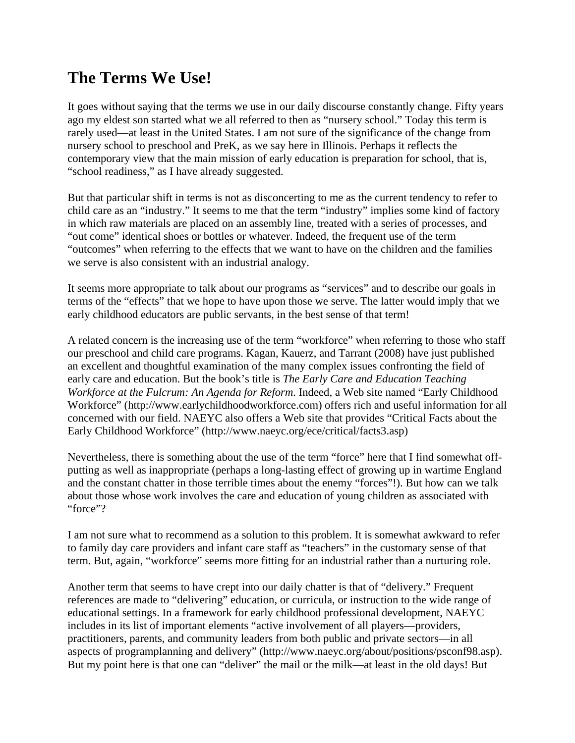## The Terms We Use!

It goes without saying that the terms we use in our daily discourse constantly change. Fifty years ago my eldest son started what we all referred to then as "nursery school." Today this term is rarely used—at least in the United States. I am not sure of the significance of the change from nursery school to preschool and PreK, as we say here in Illinois. Perhaps it reflects the contemporary view that the main mission of early education is preparation for school, that is, "school readiness," as I have already suggested.

But that particular shift in terms is not as disconcerting to me as the current tendency to refer to child care as an "industry." It seems to me that the term "industry" implies some kind of factory in which raw materials are placed on an assembly line, treated with a series of processes, and "out come" identical shoes or bottles or whatever. Indeed, the frequent use of the term "outcomes" when referring to the effects that we want to have on the children and the families we serve is also consistent with an industrial analogy.

It seems more appropriate to talk about our programs as "services" and to describe our goals in terms of the "effects" that we hope to have upon those we serve. The latter would imply that we early childhood educators are public servants, in the best sense of that term!

A related concern is the increasing use of the term "workforce" when referring to those who staff our preschool and child care programs. Kagan, Kauerz, and Tarrant (2008) have just published an excellent and thoughtful examination of the many complex issues confronting the field of early care and education. But the book's title is *The Early Care and Education Teaching Workforce at the Fulcrum: An Agenda for Reform*. Indeed, a Web site named "Early Childhood Workforce" (http://www.earlychildhoodworkforce.com) offers rich and useful information for all concerned with our field. NAEYC also offers a Web site that provides "Critical Facts about the Early Childhood Workforce" (http://www.naeyc.org/ece/critical/facts3.asp)

Nevertheless, there is something about the use of the term "force" here that I find somewhat off-putting as well as inappropriate (perhaps a long-lasting effect of growing up in wartime England and the constant chatter in those terrible times about the enemy "forces"!). But how can we talk about those whose work involves the care and education of young children as associated with "force"?

I am not sure what to recommend as a solution to this problem. It is somewhat awkward to refer to family day care providers and infant care staff as "teachers" in the customary sense of that term. But, again, "workforce" seems more fitting for an industrial rather than a nurturing role.

Another term that seems to have crept into our daily chatter is that of "delivery." Frequent references are made to "delivering" education, or curricula, or instruction to the wide range of educational settings. In a framework for early childhood professional development, NAEYC includes in its list of important elements "active involvement of all players—providers, practitioners, parents, and community leaders from both public and private sectors—in all aspects of programplanning and delivery" (http://www.naeyc.org/about/positions/psconf98.asp). But my point here is that one can "deliver" the mail or the milk—at least in the old days! But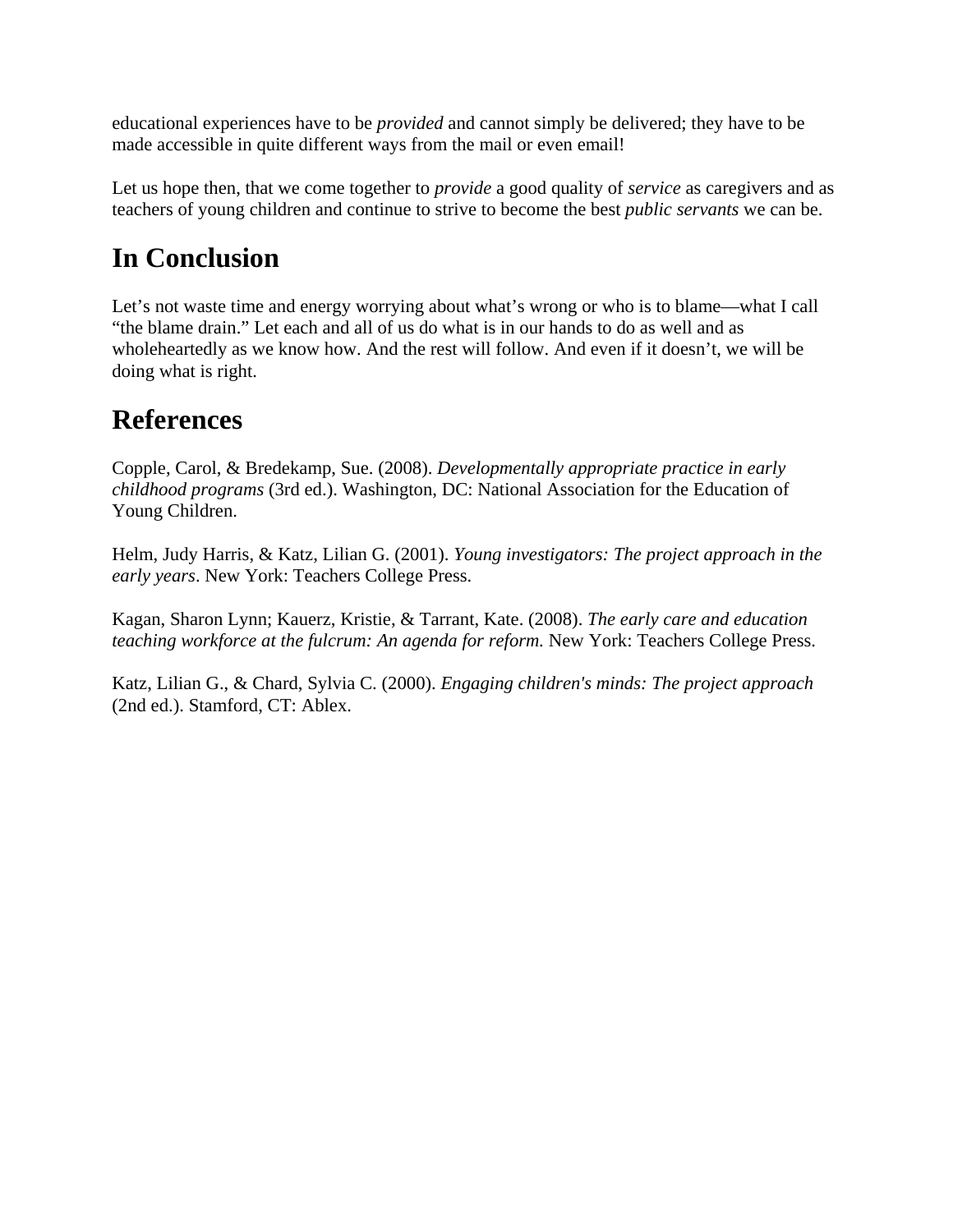educational experiences have to be *provided* and cannot simply be delivered; they have to be made accessible in quite different ways from the mail or even email!

Let us hope then, that we come together to *provide* a good quality of *service* as caregivers and as teachers of young children and continue to strive to become the best *public servants* we can be.

## In Conclusion

Let's not waste time and energy worrying about what's wrong or who is to blame—what I call "the blame drain." Let each and all of us do what is in our hands to do as well and as wholeheartedly as we know how. And the rest will follow. And even if it doesn't, we will be doing what is right.

## References

Copple, Carol, & Bredekamp, Sue. (2008). *Developmentally appropriate practice in early childhood programs* (3rd ed.). Washington, DC: National Association for the Education of Young Children.

Helm, Judy Harris, & Katz, Lilian G. (2001). *Young investigators: The project approach in the early years*. New York: Teachers College Press.

Kagan, Sharon Lynn; Kauerz, Kristie, & Tarrant, Kate. (2008). *The early care and education teaching workforce at the fulcrum: An agenda for reform.* New York: Teachers College Press.

Katz, Lilian G., & Chard, Sylvia C. (2000). *Engaging children's minds: The project approach* (2nd ed.). Stamford, CT: Ablex.